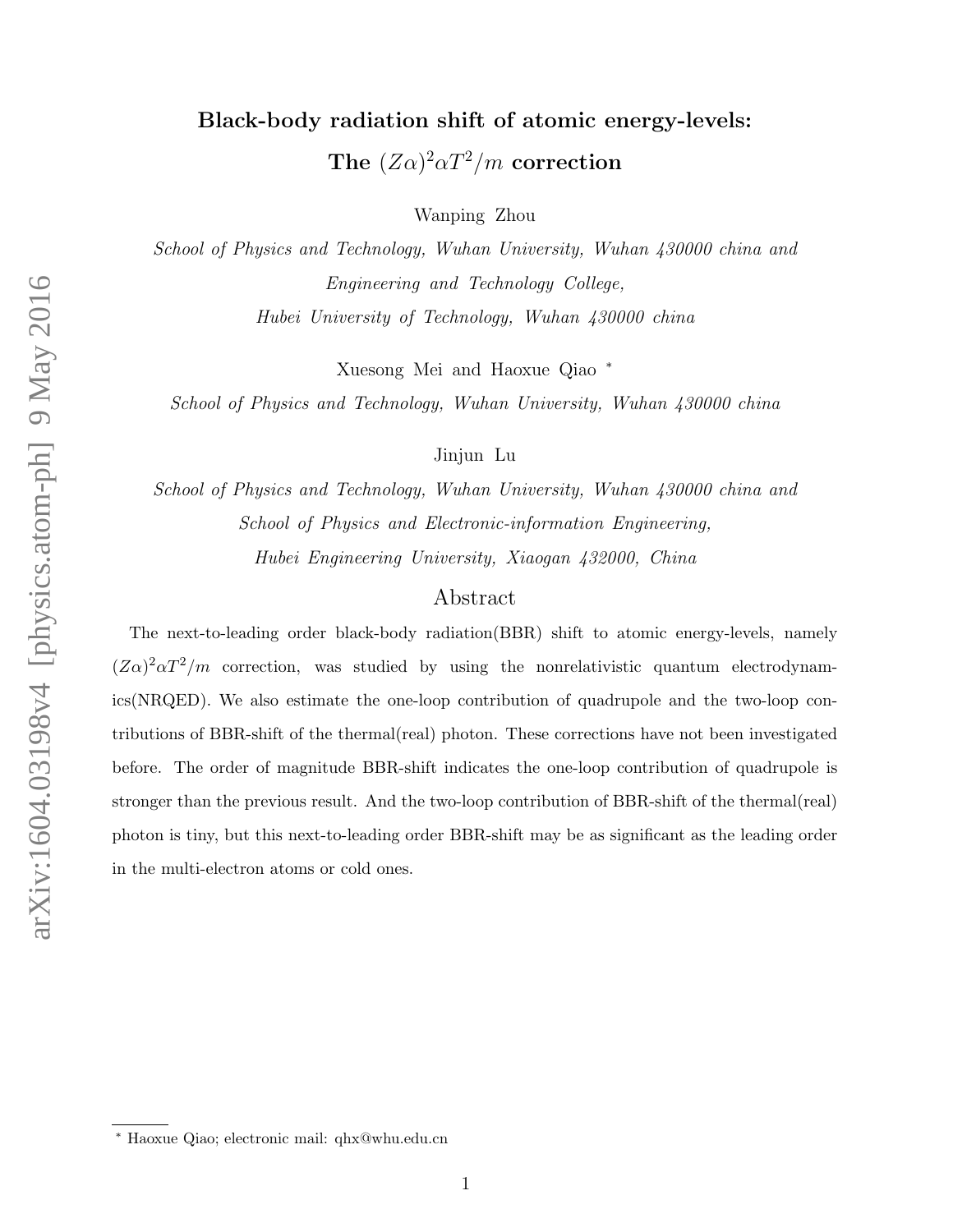# Black-body radiation shift of atomic energy-levels: The $(Z\alpha)^2\alpha T^2/m$ correction

Wanping Zhou

*School of Physics and Technology, Wuhan University, Wuhan 430000 china and Engineering and Technology College, Hubei University of Technology, Wuhan 430000 china*

Xuesong Mei and Haoxue Qiao *

*School of Physics and Technology, Wuhan University, Wuhan 430000 china*

Jinjun Lu

*School of Physics and Technology, Wuhan University, Wuhan 430000 china and School of Physics and Electronic-information Engineering, Hubei Engineering University, Xiaogan 432000, China*

## Abstract

The next-to-leading order black-body radiation(BBR) shift to atomic energy-levels, namely $(Z\alpha)^2\alpha T^2/m$ correction, was studied by using the nonrelativistic quantum electrodynamics(NRQED). We also estimate the one-loop contribution of quadrupole and the two-loop contributions of BBR-shift of the thermal(real) photon. These corrections have not been investigated before. The order of magnitude BBR-shift indicates the one-loop contribution of quadrupole is stronger than the previous result. And the two-loop contribution of BBR-shift of the thermal(real) photon is tiny, but this next-to-leading order BBR-shift may be as significant as the leading order in the multi-electron atoms or cold ones.

* Haoxue Qiao; electronic mail: qhx@whu.edu.cn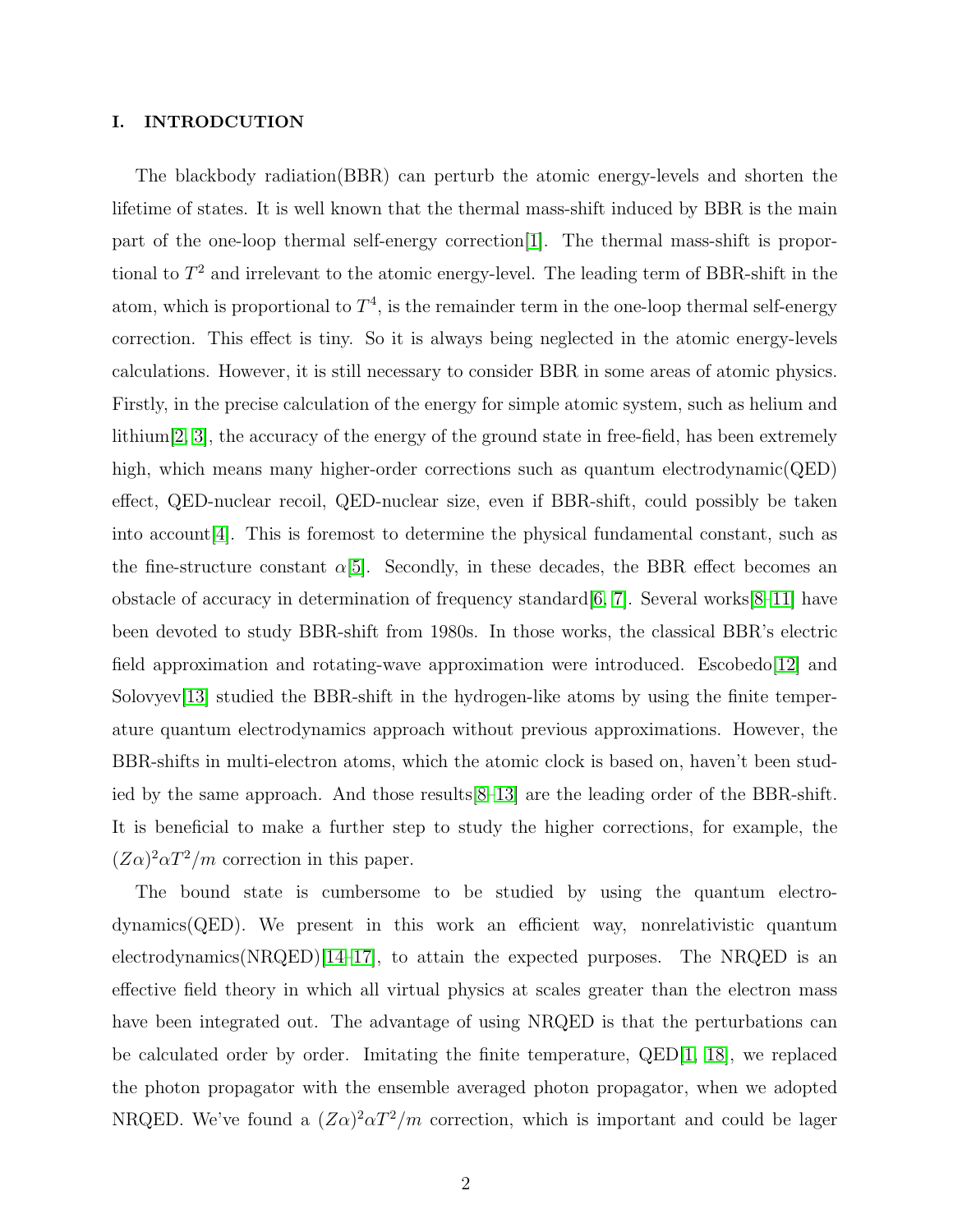## I. INTRODCUTION

The blackbody radiation(BBR) can perturb the atomic energy-levels and shorten the lifetime of states. It is well known that the thermal mass-shift induced by BBR is the main part of the one-loop thermal self-energy correction[1]. The thermal mass-shift is proportional to $T^2$ and irrelevant to the atomic energy-level. The leading term of BBR-shift in the atom, which is proportional to $T^4$, is the remainder term in the one-loop thermal self-energy correction. This effect is tiny. So it is always being neglected in the atomic energy-levels calculations. However, it is still necessary to consider BBR in some areas of atomic physics. Firstly, in the precise calculation of the energy for simple atomic system, such as helium and lithium[2, 3], the accuracy of the energy of the ground state in free-field, has been extremely high, which means many higher-order corrections such as quantum electrodynamic(QED) effect, QED-nuclear recoil, QED-nuclear size, even if BBR-shift, could possibly be taken into account[4]. This is foremost to determine the physical fundamental constant, such as the fine-structure constant $\alpha$[5]. Secondly, in these decades, the BBR effect becomes an obstacle of accuracy in determination of frequency standard[6, 7]. Several works[8–11] have been devoted to study BBR-shift from 1980s. In those works, the classical BBR's electric field approximation and rotating-wave approximation were introduced. Escobedo[12] and Solovyev[13] studied the BBR-shift in the hydrogen-like atoms by using the finite temperature quantum electrodynamics approach without previous approximations. However, the BBR-shifts in multi-electron atoms, which the atomic clock is based on, haven't been studied by the same approach. And those results[8–13] are the leading order of the BBR-shift. It is beneficial to make a further step to study the higher corrections, for example, the $(Z\alpha)^2\alpha T^2/m$ correction in this paper.

The bound state is cumbersome to be studied by using the quantum electrodynamics(QED). We present in this work an efficient way, nonrelativistic quantum electrodynamics(NRQED)[14–17], to attain the expected purposes. The NRQED is an effective field theory in which all virtual physics at scales greater than the electron mass have been integrated out. The advantage of using NRQED is that the perturbations can be calculated order by order. Imitating the finite temperature, QED[1, 18], we replaced the photon propagator with the ensemble averaged photon propagator, when we adopted NRQED. We've found a $(Z\alpha)^2\alpha T^2/m$ correction, which is important and could be lager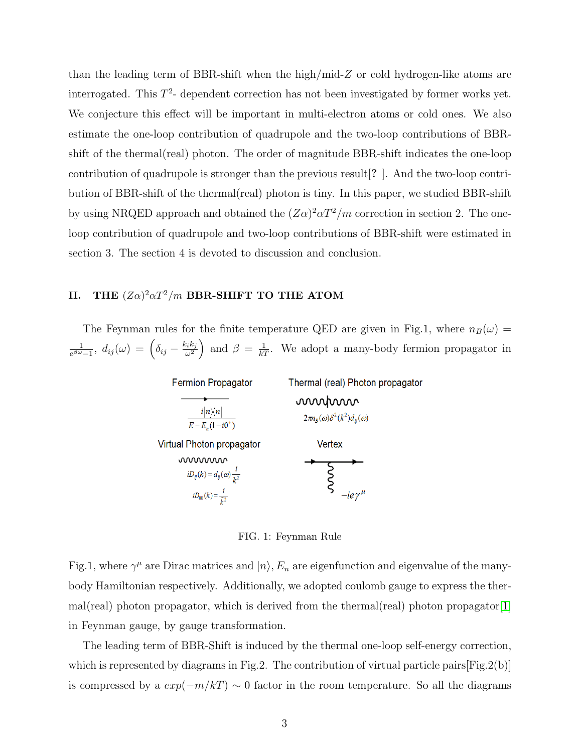than the leading term of BBR-shift when the high/mid-$Z$ or cold hydrogen-like atoms are interrogated. This $T^2$- dependent correction has not been investigated by former works yet. We conjecture this effect will be important in multi-electron atoms or cold ones. We also estimate the one-loop contribution of quadrupole and the two-loop contributions of BBR-shift of the thermal(real) photon. The order of magnitude BBR-shift indicates the one-loop contribution of quadrupole is stronger than the previous result[? ]. And the two-loop contribution of BBR-shift of the thermal(real) photon is tiny. In this paper, we studied BBR-shift by using NRQED approach and obtained the $(Z\alpha)^2\alpha T^2/m$ correction in section 2. The one-loop contribution of quadrupole and two-loop contributions of BBR-shift were estimated in section 3. The section 4 is devoted to discussion and conclusion.

## II. THE $(Z\alpha)^2\alpha T^2/m$ BBR-SHIFT TO THE ATOM

The Feynman rules for the finite temperature QED are given in Fig.1, where $n_B(\omega) = \frac{1}{e^{\beta\omega}-1}$, $d_{ij}(\omega) = \left(\delta_{ij} - \frac{k_i k_j}{\omega^2}\right)$ and $\beta = \frac{1}{kT}$. We adopt a many-body fermion propagator in

Fermion Propagator: $\dfrac{i|n\rangle\langle n|}{E - E_n(1-i0^+)}$

Thermal (real) Photon propagator: $2\pi n_B(\omega)\delta^2(k^2)d_{ij}(\omega)$

Virtual Photon propagator: $iD_{ij}(k) = d_{ij}(\omega)\dfrac{i}{k^2}$, $\quad iD_{00}(k) = \dfrac{i}{\vec{k}^2}$

Vertex: $-ie\gamma^\mu$

FIG. 1: Feynman Rule

Fig.1, where $\gamma^\mu$ are Dirac matrices and $|n\rangle$, $E_n$ are eigenfunction and eigenvalue of the many-body Hamiltonian respectively. Additionally, we adopted coulomb gauge to express the thermal(real) photon propagator, which is derived from the thermal(real) photon propagator[1] in Feynman gauge, by gauge transformation.

The leading term of BBR-Shift is induced by the thermal one-loop self-energy correction, which is represented by diagrams in Fig.2. The contribution of virtual particle pairs[Fig.2(b)] is compressed by a $exp(-m/kT) \sim 0$ factor in the room temperature. So all the diagrams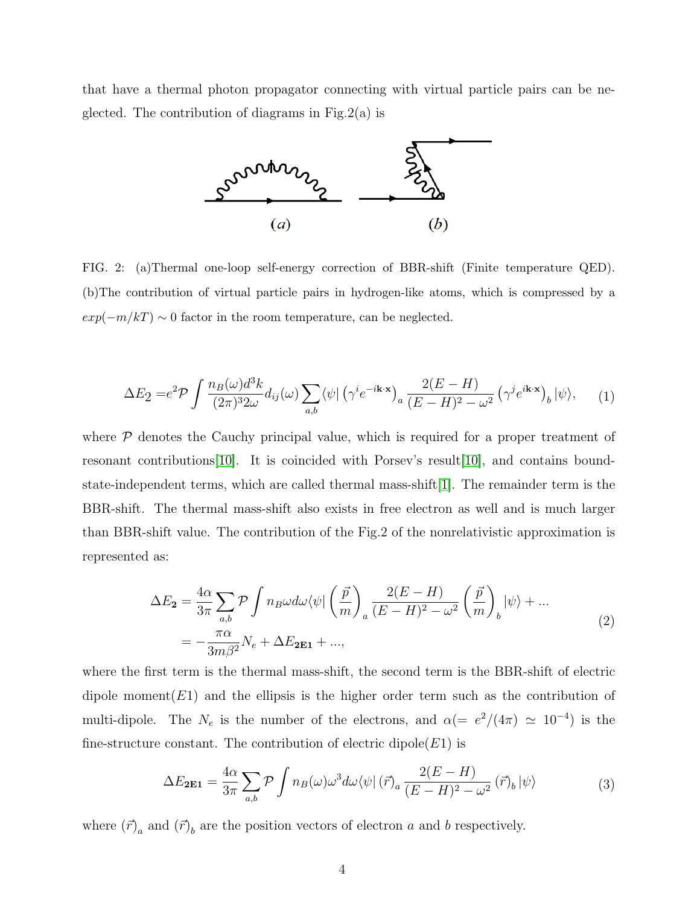that have a thermal photon propagator connecting with virtual particle pairs can be neglected. The contribution of diagrams in Fig.2(a) is

FIG. 2: (a)Thermal one-loop self-energy correction of BBR-shift (Finite temperature QED). (b)The contribution of virtual particle pairs in hydrogen-like atoms, which is compressed by a $exp(-m/kT) \sim 0$ factor in the room temperature, can be neglected.

$$\Delta E_2 = e^2 \mathcal{P} \int \frac{n_B(\omega) d^3k}{(2\pi)^3 2\omega} d_{ij}(\omega) \sum_{a,b} \langle \psi | \left(\gamma^i e^{-i\mathbf{k}\cdot\mathbf{x}}\right)_a \frac{2(E-H)}{(E-H)^2 - \omega^2} \left(\gamma^j e^{i\mathbf{k}\cdot\mathbf{x}}\right)_b |\psi\rangle, \quad (1)$$

where $\mathcal{P}$ denotes the Cauchy principal value, which is required for a proper treatment of resonant contributions[10]. It is coincided with Porsev's result[10], and contains bound-state-independent terms, which are called thermal mass-shift[1]. The remainder term is the BBR-shift. The thermal mass-shift also exists in free electron as well and is much larger than BBR-shift value. The contribution of the Fig.2 of the nonrelativistic approximation is represented as:

$$\begin{aligned}
\Delta E_{\mathbf{2}} &= \frac{4\alpha}{3\pi} \sum_{a,b} \mathcal{P} \int n_B \omega d\omega \langle \psi | \left(\frac{\vec{p}}{m}\right)_a \frac{2(E-H)}{(E-H)^2 - \omega^2} \left(\frac{\vec{p}}{m}\right)_b |\psi\rangle + ... \\
&= -\frac{\pi\alpha}{3m\beta^2} N_e + \Delta E_{\mathbf{2E1}} + ...,
\end{aligned} \quad (2)$$

where the first term is the thermal mass-shift, the second term is the BBR-shift of electric dipole moment($E1$) and the ellipsis is the higher order term such as the contribution of multi-dipole. The $N_e$ is the number of the electrons, and $\alpha (= e^2/(4\pi) \simeq 10^{-4})$ is the fine-structure constant. The contribution of electric dipole($E1$) is

$$\Delta E_{\mathbf{2E1}} = \frac{4\alpha}{3\pi} \sum_{a,b} \mathcal{P} \int n_B(\omega) \omega^3 d\omega \langle \psi | (\vec{r})_a \frac{2(E-H)}{(E-H)^2 - \omega^2} (\vec{r})_b |\psi\rangle \quad (3)$$

where $(\vec{r})_a$ and $(\vec{r})_b$ are the position vectors of electron $a$ and $b$ respectively.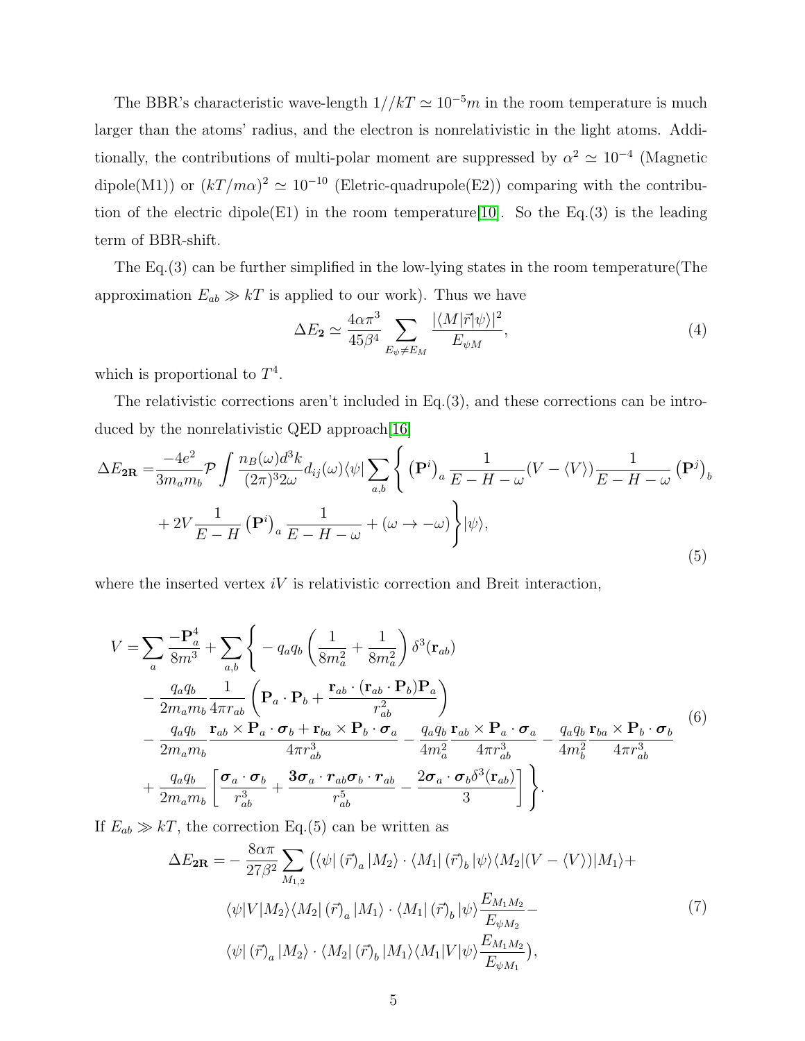The BBR's characteristic wave-length $1//kT \simeq 10^{-5}m$ in the room temperature is much larger than the atoms' radius, and the electron is nonrelativistic in the light atoms. Additionally, the contributions of multi-polar moment are suppressed by $\alpha^2 \simeq 10^{-4}$ (Magnetic dipole(M1)) or $(kT/m\alpha)^2 \simeq 10^{-10}$ (Eletric-quadrupole(E2)) comparing with the contribution of the electric dipole(E1) in the room temperature[10]. So the Eq.(3) is the leading term of BBR-shift.

The Eq.(3) can be further simplified in the low-lying states in the room temperature(The approximation $E_{ab} \gg kT$ is applied to our work). Thus we have

$$\Delta E_{\mathbf{2}} \simeq \frac{4\alpha\pi^3}{45\beta^4} \sum_{E_\psi \neq E_M} \frac{|\langle M|\vec{r}|\psi\rangle|^2}{E_{\psi M}}, \tag{4}$$

which is proportional to $T^4$.

The relativistic corrections aren't included in Eq.(3), and these corrections can be introduced by the nonrelativistic QED approach[16]

$$\begin{aligned}
\Delta E_{\mathbf{2R}} =& \frac{-4e^2}{3m_a m_b} \mathcal{P} \int \frac{n_B(\omega) d^3k}{(2\pi)^3 2\omega} d_{ij}(\omega) \langle\psi| \sum_{a,b} \Bigg\{ \left(\mathbf{P}^i\right)_a \frac{1}{E-H-\omega} (V - \langle V\rangle) \frac{1}{E-H-\omega} \left(\mathbf{P}^j\right)_b \\
&+ 2V \frac{1}{E-H} \left(\mathbf{P}^i\right)_a \frac{1}{E-H-\omega} + (\omega \to -\omega) \Bigg\} |\psi\rangle,
\end{aligned} \tag{5}$$

where the inserted vertex $iV$ is relativistic correction and Breit interaction,

$$\begin{aligned}
V =& \sum_a \frac{-\mathbf{P}_a^4}{8m^3} + \sum_{a,b} \Bigg\{ - q_a q_b \left( \frac{1}{8m_a^2} + \frac{1}{8m_a^2} \right) \delta^3(\mathbf{r}_{ab}) \\
&- \frac{q_a q_b}{2m_a m_b} \frac{1}{4\pi r_{ab}} \left( \mathbf{P}_a \cdot \mathbf{P}_b + \frac{\mathbf{r}_{ab} \cdot (\mathbf{r}_{ab} \cdot \mathbf{P}_b) \mathbf{P}_a}{r_{ab}^2} \right) \\
&- \frac{q_a q_b}{2m_a m_b} \frac{\mathbf{r}_{ab} \times \mathbf{P}_a \cdot \boldsymbol{\sigma}_b + \mathbf{r}_{ba} \times \mathbf{P}_b \cdot \boldsymbol{\sigma}_a}{4\pi r_{ab}^3} - \frac{q_a q_b}{4m_a^2} \frac{\mathbf{r}_{ab} \times \mathbf{P}_a \cdot \boldsymbol{\sigma}_a}{4\pi r_{ab}^3} - \frac{q_a q_b}{4m_b^2} \frac{\mathbf{r}_{ba} \times \mathbf{P}_b \cdot \boldsymbol{\sigma}_b}{4\pi r_{ab}^3} \\
&+ \frac{q_a q_b}{2m_a m_b} \left[ \frac{\boldsymbol{\sigma}_a \cdot \boldsymbol{\sigma}_b}{r_{ab}^3} + \frac{\mathbf{3}\boldsymbol{\sigma}_a \cdot \mathbf{r}_{ab} \boldsymbol{\sigma}_b \cdot \mathbf{r}_{ab}}{r_{ab}^5} - \frac{2\boldsymbol{\sigma}_a \cdot \boldsymbol{\sigma}_b \delta^3(\mathbf{r}_{ab})}{3} \right] \Bigg\}.
\end{aligned} \tag{6}$$

If $E_{ab} \gg kT$, the correction Eq.(5) can be written as

$$\begin{aligned}
\Delta E_{\mathbf{2R}} =& - \frac{8\alpha\pi}{27\beta^2} \sum_{M_{1,2}} \Big( \langle\psi| \left(\vec{r}\right)_a |M_2\rangle \cdot \langle M_1| \left(\vec{r}\right)_b |\psi\rangle \langle M_2|(V - \langle V\rangle)|M_1\rangle + \\
&\langle\psi|V|M_2\rangle \langle M_2| \left(\vec{r}\right)_a |M_1\rangle \cdot \langle M_1| \left(\vec{r}\right)_b |\psi\rangle \frac{E_{M_1 M_2}}{E_{\psi M_2}} - \\
&\langle\psi| \left(\vec{r}\right)_a |M_2\rangle \cdot \langle M_2| \left(\vec{r}\right)_b |M_1\rangle \langle M_1|V|\psi\rangle \frac{E_{M_1 M_2}}{E_{\psi M_1}} \Big),
\end{aligned} \tag{7}$$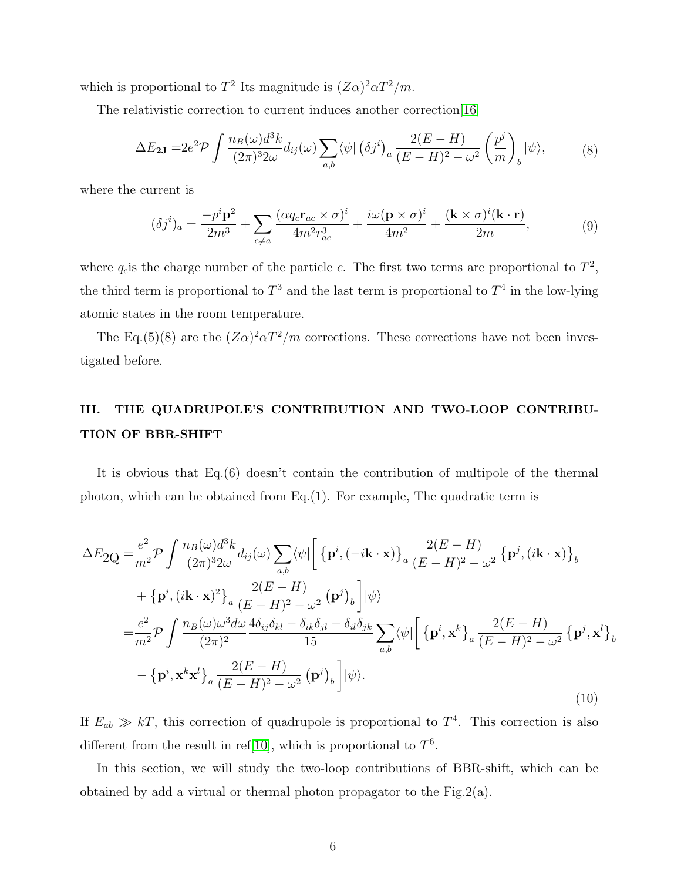which is proportional to $T^2$ Its magnitude is $(Z\alpha)^2\alpha T^2/m$.

The relativistic correction to current induces another correction[16]

$$\Delta E_{\mathbf{2J}} = 2e^2\mathcal{P}\int \frac{n_B(\omega)d^3k}{(2\pi)^3 2\omega} d_{ij}(\omega)\sum_{a,b}\langle\psi|\left(\delta j^i\right)_a \frac{2(E-H)}{(E-H)^2-\omega^2}\left(\frac{p^j}{m}\right)_b|\psi\rangle, \tag{8}$$

where the current is

$$(\delta j^i)_a = \frac{-p^i\mathbf{p}^2}{2m^3} + \sum_{c\neq a}\frac{(\alpha q_c \mathbf{r}_{ac}\times\sigma)^i}{4m^2 r_{ac}^3} + \frac{i\omega(\mathbf{p}\times\sigma)^i}{4m^2} + \frac{(\mathbf{k}\times\sigma)^i(\mathbf{k}\cdot\mathbf{r})}{2m}, \tag{9}$$

where $q_c$is the charge number of the particle $c$. The first two terms are proportional to $T^2$, the third term is proportional to $T^3$ and the last term is proportional to $T^4$ in the low-lying atomic states in the room temperature.

The Eq.(5)(8) are the $(Z\alpha)^2\alpha T^2/m$ corrections. These corrections have not been investigated before.

## III. THE QUADRUPOLE'S CONTRIBUTION AND TWO-LOOP CONTRIBUTION OF BBR-SHIFT

It is obvious that Eq.(6) doesn't contain the contribution of multipole of the thermal photon, which can be obtained from Eq.(1). For example, The quadratic term is

$$\begin{aligned}
\Delta E_{2\mathrm{Q}} =& \frac{e^2}{m^2}\mathcal{P}\int \frac{n_B(\omega)d^3k}{(2\pi)^3 2\omega} d_{ij}(\omega)\sum_{a,b}\langle\psi|\bigg[\left\{\mathbf{p}^i,(-i\mathbf{k}\cdot\mathbf{x})\right\}_a \frac{2(E-H)}{(E-H)^2-\omega^2}\left\{\mathbf{p}^j,(i\mathbf{k}\cdot\mathbf{x})\right\}_b \\
&+ \left\{\mathbf{p}^i,(i\mathbf{k}\cdot\mathbf{x})^2\right\}_a \frac{2(E-H)}{(E-H)^2-\omega^2}\left(\mathbf{p}^j\right)_b\bigg]|\psi\rangle \\
=& \frac{e^2}{m^2}\mathcal{P}\int \frac{n_B(\omega)\omega^3 d\omega}{(2\pi)^2}\frac{4\delta_{ij}\delta_{kl}-\delta_{ik}\delta_{jl}-\delta_{il}\delta_{jk}}{15}\sum_{a,b}\langle\psi|\bigg[\left\{\mathbf{p}^i,\mathbf{x}^k\right\}_a \frac{2(E-H)}{(E-H)^2-\omega^2}\left\{\mathbf{p}^j,\mathbf{x}^l\right\}_b \\
&- \left\{\mathbf{p}^i,\mathbf{x}^k\mathbf{x}^l\right\}_a \frac{2(E-H)}{(E-H)^2-\omega^2}\left(\mathbf{p}^j\right)_b\bigg]|\psi\rangle.
\end{aligned} \tag{10}$$

If $E_{ab} \gg kT$, this correction of quadrupole is proportional to $T^4$. This correction is also different from the result in ref[10], which is proportional to $T^6$.

In this section, we will study the two-loop contributions of BBR-shift, which can be obtained by add a virtual or thermal photon propagator to the Fig.2(a).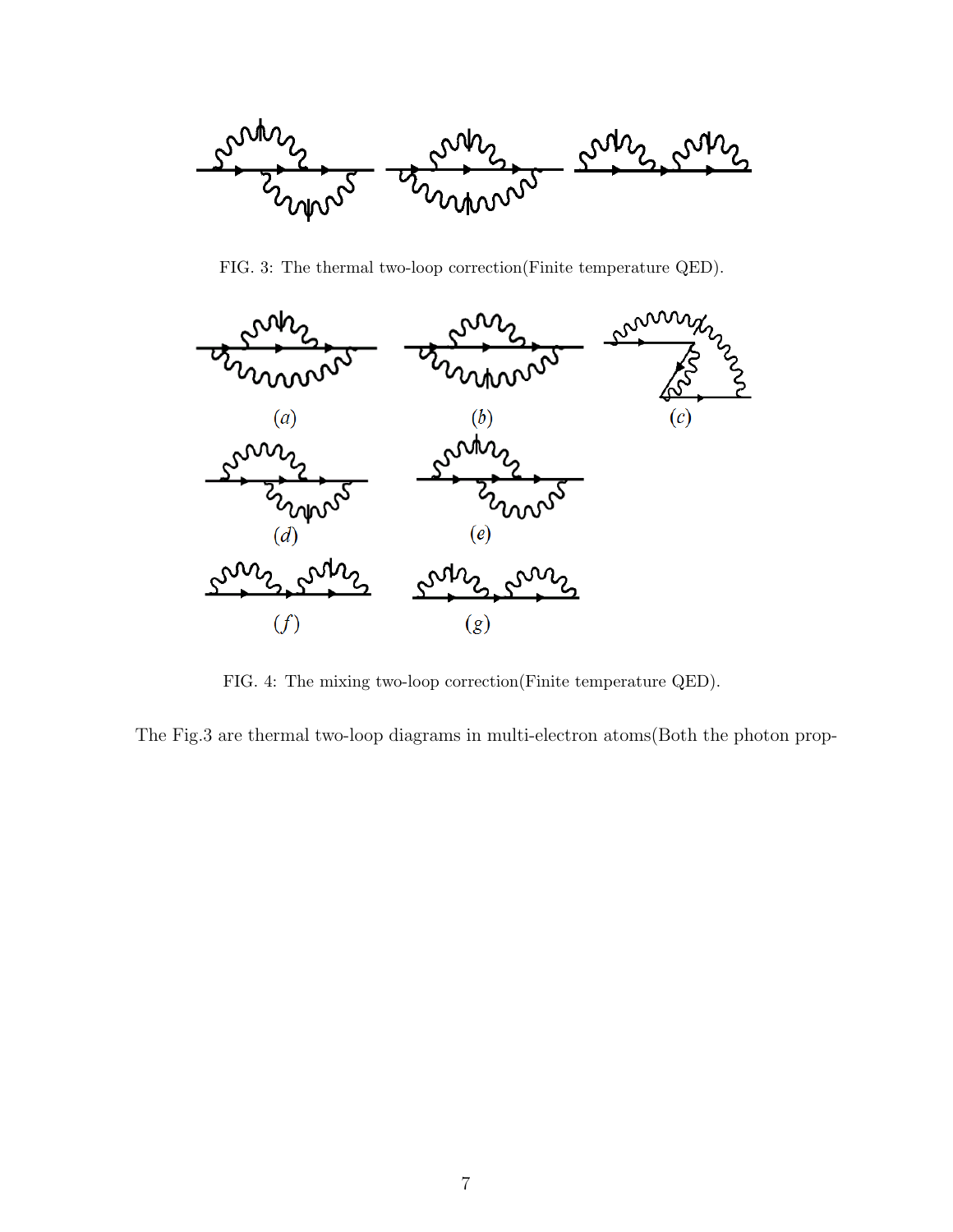FIG. 3: The thermal two-loop correction(Finite temperature QED).

(a) (b) (c)

(d) (e)

(f) (g)

FIG. 4: The mixing two-loop correction(Finite temperature QED).

The Fig.3 are thermal two-loop diagrams in multi-electron atoms(Both the photon prop-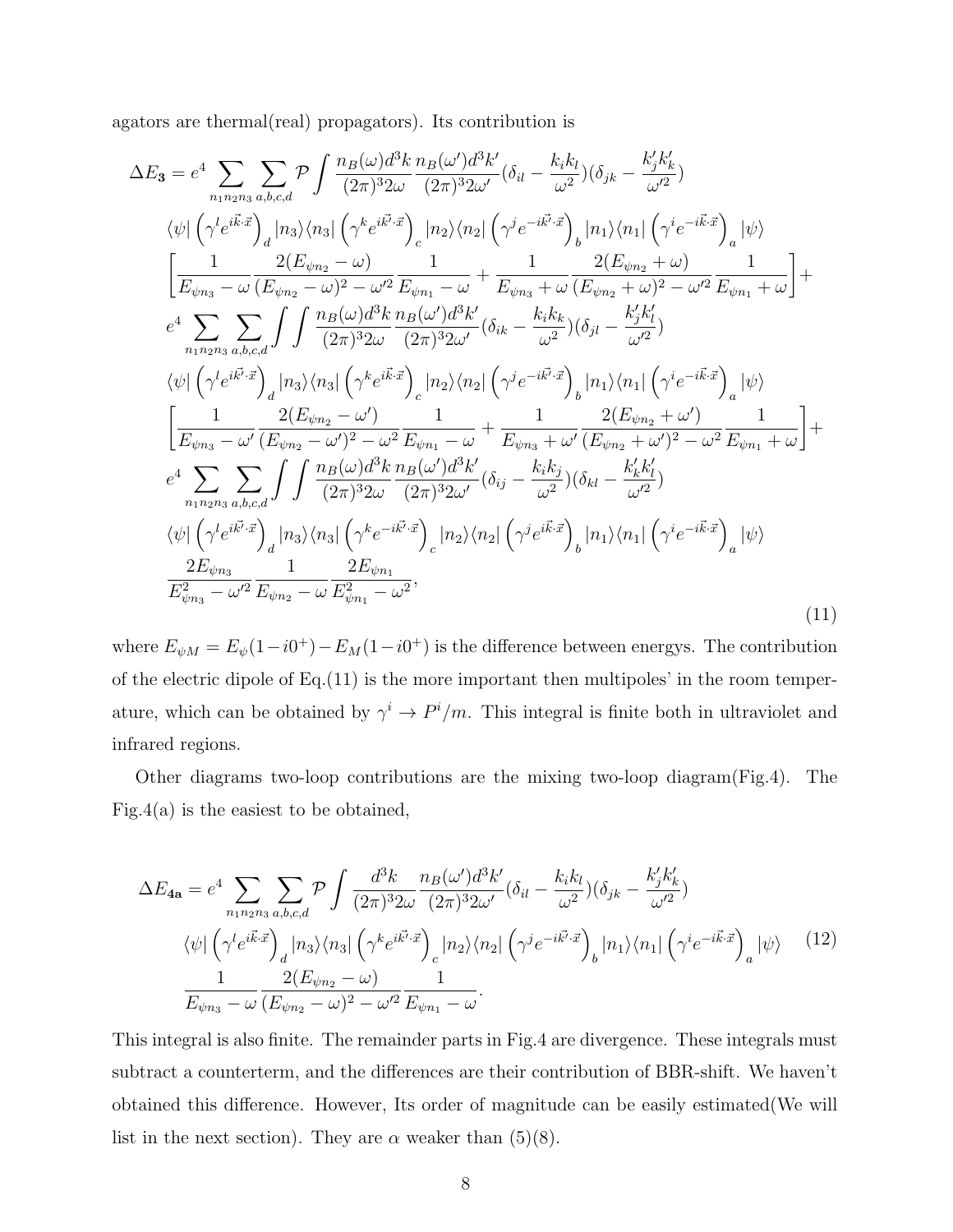agators are thermal(real) propagators). Its contribution is

$$
\begin{aligned}
\Delta E_{\mathbf{3}} = & e^4 \sum_{n_1 n_2 n_3} \sum_{a,b,c,d} \mathcal{P} \int \frac{n_B(\omega) d^3k}{(2\pi)^3 2\omega} \frac{n_B(\omega') d^3k'}{(2\pi)^3 2\omega'} (\delta_{il} - \frac{k_i k_l}{\omega^2})(\delta_{jk} - \frac{k'_j k'_k}{\omega'^2}) \\
& \langle\psi| \left(\gamma^l e^{i\vec{k}\cdot\vec{x}}\right)_d |n_3\rangle\langle n_3| \left(\gamma^k e^{i\vec{k'}\cdot\vec{x}}\right)_c |n_2\rangle\langle n_2| \left(\gamma^j e^{-i\vec{k'}\cdot\vec{x}}\right)_b |n_1\rangle\langle n_1| \left(\gamma^i e^{-i\vec{k}\cdot\vec{x}}\right)_a |\psi\rangle \\
& \left[\frac{1}{E_{\psi n_3} - \omega} \frac{2(E_{\psi n_2} - \omega)}{(E_{\psi n_2} - \omega)^2 - \omega'^2} \frac{1}{E_{\psi n_1} - \omega} + \frac{1}{E_{\psi n_3} + \omega} \frac{2(E_{\psi n_2} + \omega)}{(E_{\psi n_2} + \omega)^2 - \omega'^2} \frac{1}{E_{\psi n_1} + \omega}\right] + \\
& e^4 \sum_{n_1 n_2 n_3} \sum_{a,b,c,d} \int\int \frac{n_B(\omega) d^3k}{(2\pi)^3 2\omega} \frac{n_B(\omega') d^3k'}{(2\pi)^3 2\omega'} (\delta_{ik} - \frac{k_i k_k}{\omega^2})(\delta_{jl} - \frac{k'_j k'_l}{\omega'^2}) \\
& \langle\psi| \left(\gamma^l e^{i\vec{k'}\cdot\vec{x}}\right)_d |n_3\rangle\langle n_3| \left(\gamma^k e^{i\vec{k}\cdot\vec{x}}\right)_c |n_2\rangle\langle n_2| \left(\gamma^j e^{-i\vec{k'}\cdot\vec{x}}\right)_b |n_1\rangle\langle n_1| \left(\gamma^i e^{-i\vec{k}\cdot\vec{x}}\right)_a |\psi\rangle \\
& \left[\frac{1}{E_{\psi n_3} - \omega'} \frac{2(E_{\psi n_2} - \omega')}{(E_{\psi n_2} - \omega')^2 - \omega^2} \frac{1}{E_{\psi n_1} - \omega} + \frac{1}{E_{\psi n_3} + \omega'} \frac{2(E_{\psi n_2} + \omega')}{(E_{\psi n_2} + \omega')^2 - \omega^2} \frac{1}{E_{\psi n_1} + \omega}\right] + \\
& e^4 \sum_{n_1 n_2 n_3} \sum_{a,b,c,d} \int\int \frac{n_B(\omega) d^3k}{(2\pi)^3 2\omega} \frac{n_B(\omega') d^3k'}{(2\pi)^3 2\omega'} (\delta_{ij} - \frac{k_i k_j}{\omega^2})(\delta_{kl} - \frac{k'_k k'_l}{\omega'^2}) \\
& \langle\psi| \left(\gamma^l e^{i\vec{k'}\cdot\vec{x}}\right)_d |n_3\rangle\langle n_3| \left(\gamma^k e^{-i\vec{k'}\cdot\vec{x}}\right)_c |n_2\rangle\langle n_2| \left(\gamma^j e^{i\vec{k}\cdot\vec{x}}\right)_b |n_1\rangle\langle n_1| \left(\gamma^i e^{-i\vec{k}\cdot\vec{x}}\right)_a |\psi\rangle \\
& \frac{2E_{\psi n_3}}{E_{\psi n_3}^2 - \omega'^2} \frac{1}{E_{\psi n_2} - \omega} \frac{2E_{\psi n_1}}{E_{\psi n_1}^2 - \omega^2},
\end{aligned}
\tag{11}
$$

where $E_{\psi M} = E_\psi(1 - i0^+) - E_M(1 - i0^+)$ is the difference between energys. The contribution of the electric dipole of Eq.(11) is the more important then multipoles' in the room temperature, which can be obtained by $\gamma^i \to P^i/m$. This integral is finite both in ultraviolet and infrared regions.

Other diagrams two-loop contributions are the mixing two-loop diagram(Fig.4). The Fig.4(a) is the easiest to be obtained,

$$
\begin{aligned}
\Delta E_{\mathbf{4a}} = & e^4 \sum_{n_1 n_2 n_3} \sum_{a,b,c,d} \mathcal{P} \int \frac{d^3k}{(2\pi)^3 2\omega} \frac{n_B(\omega') d^3k'}{(2\pi)^3 2\omega'} (\delta_{il} - \frac{k_i k_l}{\omega^2})(\delta_{jk} - \frac{k'_j k'_k}{\omega'^2}) \\
& \langle\psi| \left(\gamma^l e^{i\vec{k}\cdot\vec{x}}\right)_d |n_3\rangle\langle n_3| \left(\gamma^k e^{i\vec{k'}\cdot\vec{x}}\right)_c |n_2\rangle\langle n_2| \left(\gamma^j e^{-i\vec{k'}\cdot\vec{x}}\right)_b |n_1\rangle\langle n_1| \left(\gamma^i e^{-i\vec{k}\cdot\vec{x}}\right)_a |\psi\rangle \\
& \frac{1}{E_{\psi n_3} - \omega} \frac{2(E_{\psi n_2} - \omega)}{(E_{\psi n_2} - \omega)^2 - \omega'^2} \frac{1}{E_{\psi n_1} - \omega}.
\end{aligned}
\tag{12}
$$

This integral is also finite. The remainder parts in Fig.4 are divergence. These integrals must subtract a counterterm, and the differences are their contribution of BBR-shift. We haven't obtained this difference. However, Its order of magnitude can be easily estimated(We will list in the next section). They are $\alpha$ weaker than (5)(8).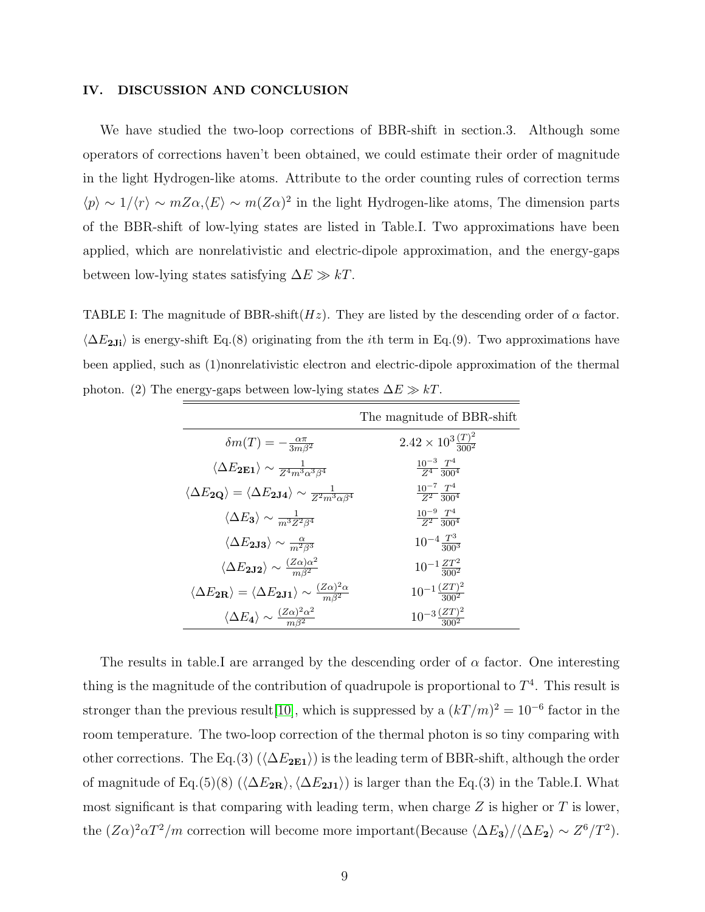## IV. DISCUSSION AND CONCLUSION

We have studied the two-loop corrections of BBR-shift in section.3. Although some operators of corrections haven't been obtained, we could estimate their order of magnitude in the light Hydrogen-like atoms. Attribute to the order counting rules of correction terms $\langle p\rangle \sim 1/\langle r\rangle \sim mZ\alpha$,$\langle E\rangle \sim m(Z\alpha)^2$ in the light Hydrogen-like atoms, The dimension parts of the BBR-shift of low-lying states are listed in Table.I. Two approximations have been applied, which are nonrelativistic and electric-dipole approximation, and the energy-gaps between low-lying states satisfying $\Delta E \gg kT$.

TABLE I: The magnitude of BBR-shift($Hz$). They are listed by the descending order of $\alpha$ factor. $\langle\Delta E_{\mathbf{2Ji}}\rangle$ is energy-shift Eq.(8) originating from the $i$th term in Eq.(9). Two approximations have been applied, such as (1)nonrelativistic electron and electric-dipole approximation of the thermal photon. (2) The energy-gaps between low-lying states $\Delta E \gg kT$.

| | The magnitude of BBR-shift |
|---|---|
| $\delta m(T) = -\frac{\alpha\pi}{3m\beta^2}$ | $2.42\times 10^3 \frac{(T)^2}{300^2}$ |
| $\langle\Delta E_{\mathbf{2E1}}\rangle \sim \frac{1}{Z^4 m^3\alpha^3\beta^4}$ | $\frac{10^{-3}}{Z^4}\frac{T^4}{300^4}$ |
| $\langle\Delta E_{\mathbf{2Q}}\rangle = \langle\Delta E_{\mathbf{2J4}}\rangle \sim \frac{1}{Z^2 m^3\alpha\beta^4}$ | $\frac{10^{-7}}{Z^2}\frac{T^4}{300^4}$ |
| $\langle\Delta E_{\mathbf{3}}\rangle \sim \frac{1}{m^3 Z^2\beta^4}$ | $\frac{10^{-9}}{Z^2}\frac{T^4}{300^4}$ |
| $\langle\Delta E_{\mathbf{2J3}}\rangle \sim \frac{\alpha}{m^2\beta^3}$ | $10^{-4}\frac{T^3}{300^3}$ |
| $\langle\Delta E_{\mathbf{2J2}}\rangle \sim \frac{(Z\alpha)\alpha^2}{m\beta^2}$ | $10^{-1}\frac{ZT^2}{300^2}$ |
| $\langle\Delta E_{\mathbf{2R}}\rangle = \langle\Delta E_{\mathbf{2J1}}\rangle \sim \frac{(Z\alpha)^2\alpha}{m\beta^2}$ | $10^{-1}\frac{(ZT)^2}{300^2}$ |
| $\langle\Delta E_{\mathbf{4}}\rangle \sim \frac{(Z\alpha)^2\alpha^2}{m\beta^2}$ | $10^{-3}\frac{(ZT)^2}{300^2}$ |

The results in table.I are arranged by the descending order of $\alpha$ factor. One interesting thing is the magnitude of the contribution of quadrupole is proportional to $T^4$. This result is stronger than the previous result[10], which is suppressed by a $(kT/m)^2 = 10^{-6}$ factor in the room temperature. The two-loop correction of the thermal photon is so tiny comparing with other corrections. The Eq.(3) ($\langle\Delta E_{\mathbf{2E1}}\rangle$) is the leading term of BBR-shift, although the order of magnitude of Eq.(5)(8) ($\langle\Delta E_{\mathbf{2R}}\rangle$, $\langle\Delta E_{\mathbf{2J1}}\rangle$) is larger than the Eq.(3) in the Table.I. What most significant is that comparing with leading term, when charge $Z$ is higher or $T$ is lower, the $(Z\alpha)^2\alpha T^2/m$ correction will become more important(Because $\langle\Delta E_{\mathbf{3}}\rangle/\langle\Delta E_{\mathbf{2}}\rangle \sim Z^6/T^2$).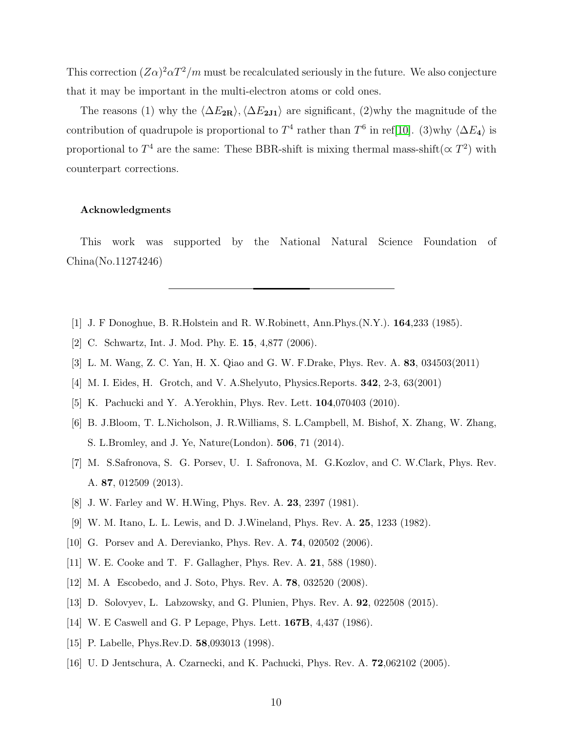This correction $(Z\alpha)^2\alpha T^2/m$ must be recalculated seriously in the future. We also conjecture that it may be important in the multi-electron atoms or cold ones.

The reasons (1) why the $\langle \Delta E_{\mathbf{2R}}\rangle, \langle \Delta E_{\mathbf{2J1}}\rangle$ are significant, (2)why the magnitude of the contribution of quadrupole is proportional to $T^4$ rather than $T^6$ in ref[10]. (3)why $\langle \Delta E_{\mathbf{4}}\rangle$ is proportional to $T^4$ are the same: These BBR-shift is mixing thermal mass-shift($\propto T^2$) with counterpart corrections.

**Acknowledgments**

This work was supported by the National Natural Science Foundation of China(No.11274246)

---

[1] J. F Donoghue, B. R.Holstein and R. W.Robinett, Ann.Phys.(N.Y.). **164**,233 (1985).

[2] C. Schwartz, Int. J. Mod. Phy. E. **15**, 4,877 (2006).

[3] L. M. Wang, Z. C. Yan, H. X. Qiao and G. W. F.Drake, Phys. Rev. A. **83**, 034503(2011)

[4] M. I. Eides, H. Grotch, and V. A.Shelyuto, Physics.Reports. **342**, 2-3, 63(2001)

[5] K. Pachucki and Y. A.Yerokhin, Phys. Rev. Lett. **104**,070403 (2010).

[6] B. J.Bloom, T. L.Nicholson, J. R.Williams, S. L.Campbell, M. Bishof, X. Zhang, W. Zhang, S. L.Bromley, and J. Ye, Nature(London). **506**, 71 (2014).

[7] M. S.Safronova, S. G. Porsev, U. I. Safronova, M. G.Kozlov, and C. W.Clark, Phys. Rev. A. **87**, 012509 (2013).

[8] J. W. Farley and W. H.Wing, Phys. Rev. A. **23**, 2397 (1981).

[9] W. M. Itano, L. L. Lewis, and D. J.Wineland, Phys. Rev. A. **25**, 1233 (1982).

[10] G. Porsev and A. Derevianko, Phys. Rev. A. **74**, 020502 (2006).

[11] W. E. Cooke and T. F. Gallagher, Phys. Rev. A. **21**, 588 (1980).

[12] M. A Escobedo, and J. Soto, Phys. Rev. A. **78**, 032520 (2008).

[13] D. Solovyev, L. Labzowsky, and G. Plunien, Phys. Rev. A. **92**, 022508 (2015).

[14] W. E Caswell and G. P Lepage, Phys. Lett. **167B**, 4,437 (1986).

[15] P. Labelle, Phys.Rev.D. **58**,093013 (1998).

[16] U. D Jentschura, A. Czarnecki, and K. Pachucki, Phys. Rev. A. **72**,062102 (2005).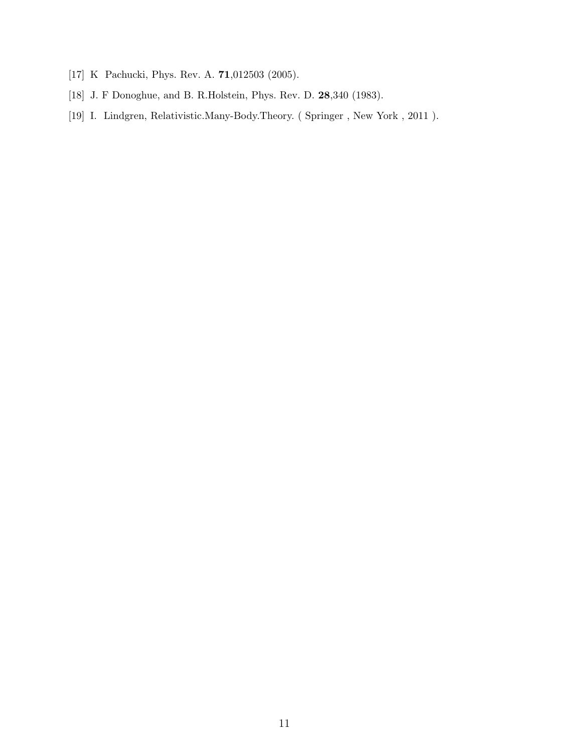[17] K Pachucki, Phys. Rev. A. **71**,012503 (2005).

[18] J. F Donoghue, and B. R.Holstein, Phys. Rev. D. **28**,340 (1983).

[19] I. Lindgren, Relativistic.Many-Body.Theory. ( Springer , New York , 2011 ).